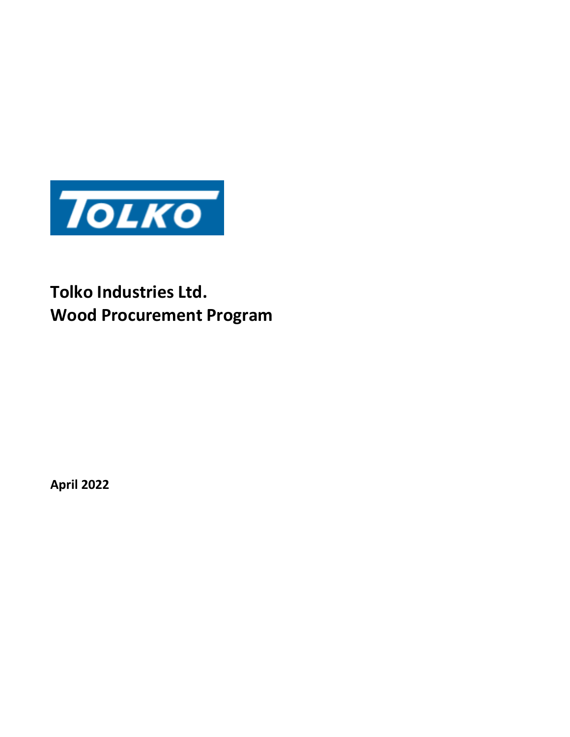TOLKO

# Tolko Industries Ltd.
# Wood Procurement Program

**April 2022**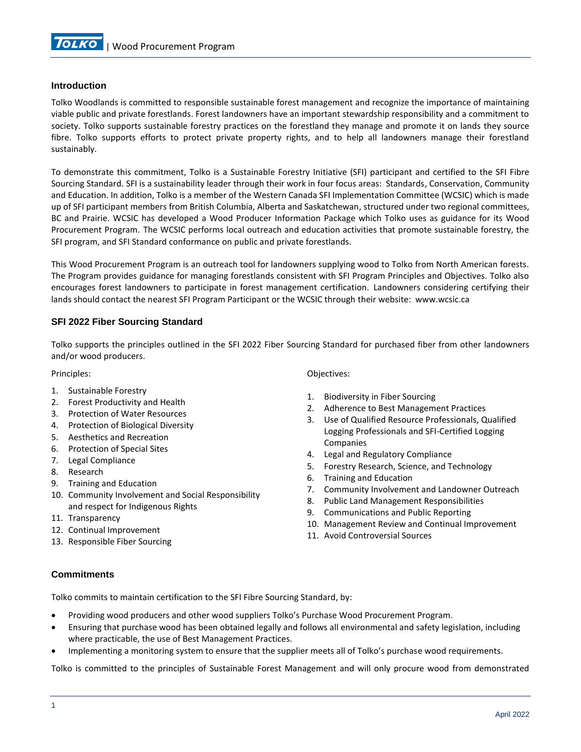## Introduction

Tolko Woodlands is committed to responsible sustainable forest management and recognize the importance of maintaining viable public and private forestlands. Forest landowners have an important stewardship responsibility and a commitment to society. Tolko supports sustainable forestry practices on the forestland they manage and promote it on lands they source fibre. Tolko supports efforts to protect private property rights, and to help all landowners manage their forestland sustainably.

To demonstrate this commitment, Tolko is a Sustainable Forestry Initiative (SFI) participant and certified to the SFI Fibre Sourcing Standard. SFI is a sustainability leader through their work in four focus areas: Standards, Conservation, Community and Education. In addition, Tolko is a member of the Western Canada SFI Implementation Committee (WCSIC) which is made up of SFI participant members from British Columbia, Alberta and Saskatchewan, structured under two regional committees, BC and Prairie. WCSIC has developed a Wood Producer Information Package which Tolko uses as guidance for its Wood Procurement Program. The WCSIC performs local outreach and education activities that promote sustainable forestry, the SFI program, and SFI Standard conformance on public and private forestlands.

This Wood Procurement Program is an outreach tool for landowners supplying wood to Tolko from North American forests. The Program provides guidance for managing forestlands consistent with SFI Program Principles and Objectives. Tolko also encourages forest landowners to participate in forest management certification. Landowners considering certifying their lands should contact the nearest SFI Program Participant or the WCSIC through their website: www.wcsic.ca

## SFI 2022 Fiber Sourcing Standard

Tolko supports the principles outlined in the SFI 2022 Fiber Sourcing Standard for purchased fiber from other landowners and/or wood producers.

Principles:

1. Sustainable Forestry
2. Forest Productivity and Health
3. Protection of Water Resources
4. Protection of Biological Diversity
5. Aesthetics and Recreation
6. Protection of Special Sites
7. Legal Compliance
8. Research
9. Training and Education
10. Community Involvement and Social Responsibility and respect for Indigenous Rights
11. Transparency
12. Continual Improvement
13. Responsible Fiber Sourcing

Objectives:

1. Biodiversity in Fiber Sourcing
2. Adherence to Best Management Practices
3. Use of Qualified Resource Professionals, Qualified Logging Professionals and SFI-Certified Logging Companies
4. Legal and Regulatory Compliance
5. Forestry Research, Science, and Technology
6. Training and Education
7. Community Involvement and Landowner Outreach
8. Public Land Management Responsibilities
9. Communications and Public Reporting
10. Management Review and Continual Improvement
11. Avoid Controversial Sources

## Commitments

Tolko commits to maintain certification to the SFI Fibre Sourcing Standard, by:

- Providing wood producers and other wood suppliers Tolko's Purchase Wood Procurement Program.
- Ensuring that purchase wood has been obtained legally and follows all environmental and safety legislation, including where practicable, the use of Best Management Practices.
- Implementing a monitoring system to ensure that the supplier meets all of Tolko's purchase wood requirements.

Tolko is committed to the principles of Sustainable Forest Management and will only procure wood from demonstrated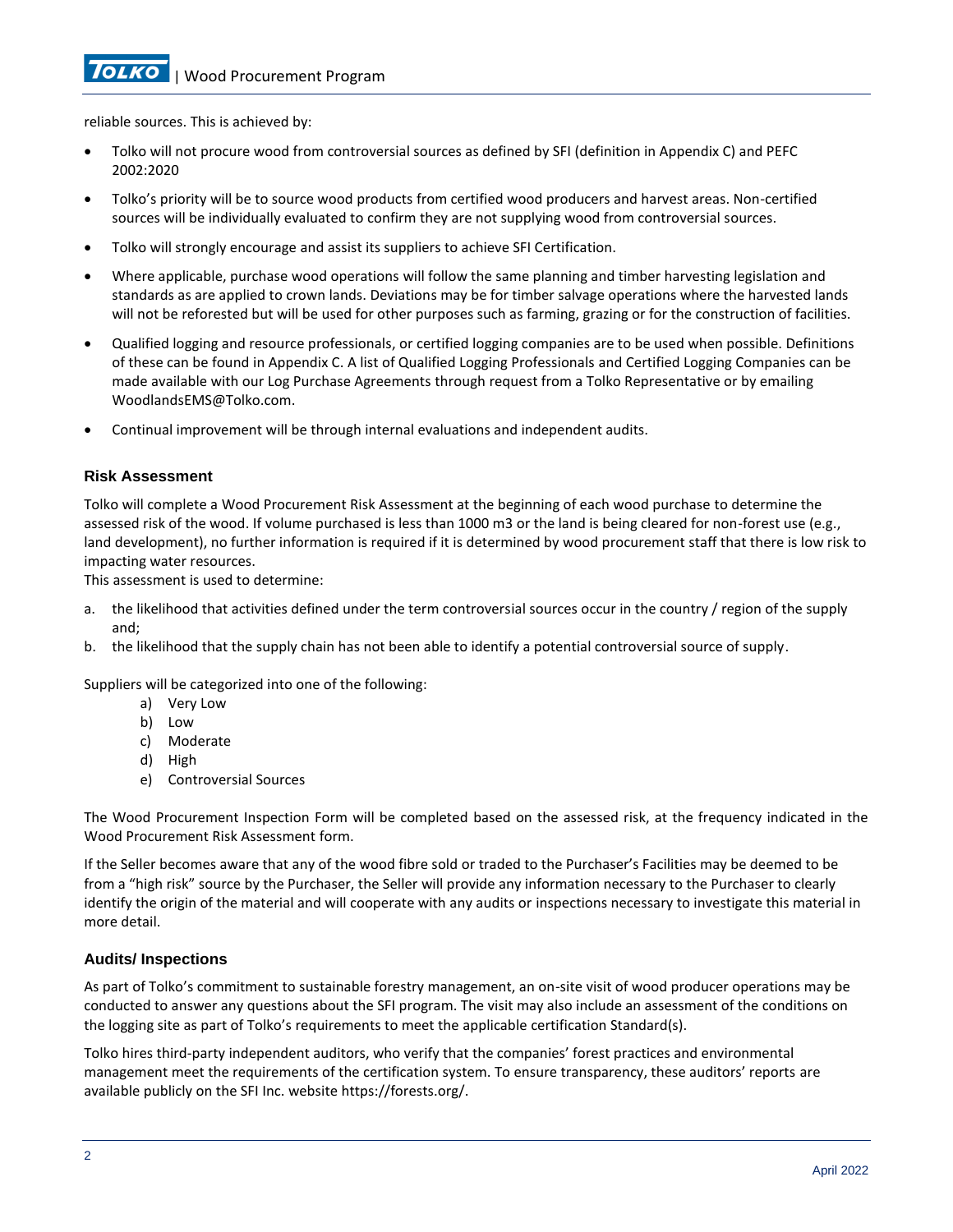reliable sources. This is achieved by:

- Tolko will not procure wood from controversial sources as defined by SFI (definition in Appendix C) and PEFC 2002:2020
- Tolko's priority will be to source wood products from certified wood producers and harvest areas. Non-certified sources will be individually evaluated to confirm they are not supplying wood from controversial sources.
- Tolko will strongly encourage and assist its suppliers to achieve SFI Certification.
- Where applicable, purchase wood operations will follow the same planning and timber harvesting legislation and standards as are applied to crown lands. Deviations may be for timber salvage operations where the harvested lands will not be reforested but will be used for other purposes such as farming, grazing or for the construction of facilities.
- Qualified logging and resource professionals, or certified logging companies are to be used when possible. Definitions of these can be found in Appendix C. A list of Qualified Logging Professionals and Certified Logging Companies can be made available with our Log Purchase Agreements through request from a Tolko Representative or by emailing WoodlandsEMS@Tolko.com.
- Continual improvement will be through internal evaluations and independent audits.

### Risk Assessment

Tolko will complete a Wood Procurement Risk Assessment at the beginning of each wood purchase to determine the assessed risk of the wood. If volume purchased is less than 1000 m3 or the land is being cleared for non-forest use (e.g., land development), no further information is required if it is determined by wood procurement staff that there is low risk to impacting water resources.
This assessment is used to determine:

a. the likelihood that activities defined under the term controversial sources occur in the country / region of the supply and;
b. the likelihood that the supply chain has not been able to identify a potential controversial source of supply.

Suppliers will be categorized into one of the following:

a) Very Low
b) Low
c) Moderate
d) High
e) Controversial Sources

The Wood Procurement Inspection Form will be completed based on the assessed risk, at the frequency indicated in the Wood Procurement Risk Assessment form.

If the Seller becomes aware that any of the wood fibre sold or traded to the Purchaser's Facilities may be deemed to be from a "high risk" source by the Purchaser, the Seller will provide any information necessary to the Purchaser to clearly identify the origin of the material and will cooperate with any audits or inspections necessary to investigate this material in more detail.

### Audits/ Inspections

As part of Tolko's commitment to sustainable forestry management, an on-site visit of wood producer operations may be conducted to answer any questions about the SFI program. The visit may also include an assessment of the conditions on the logging site as part of Tolko's requirements to meet the applicable certification Standard(s).

Tolko hires third-party independent auditors, who verify that the companies' forest practices and environmental management meet the requirements of the certification system. To ensure transparency, these auditors' reports are available publicly on the SFI Inc. website https://forests.org/.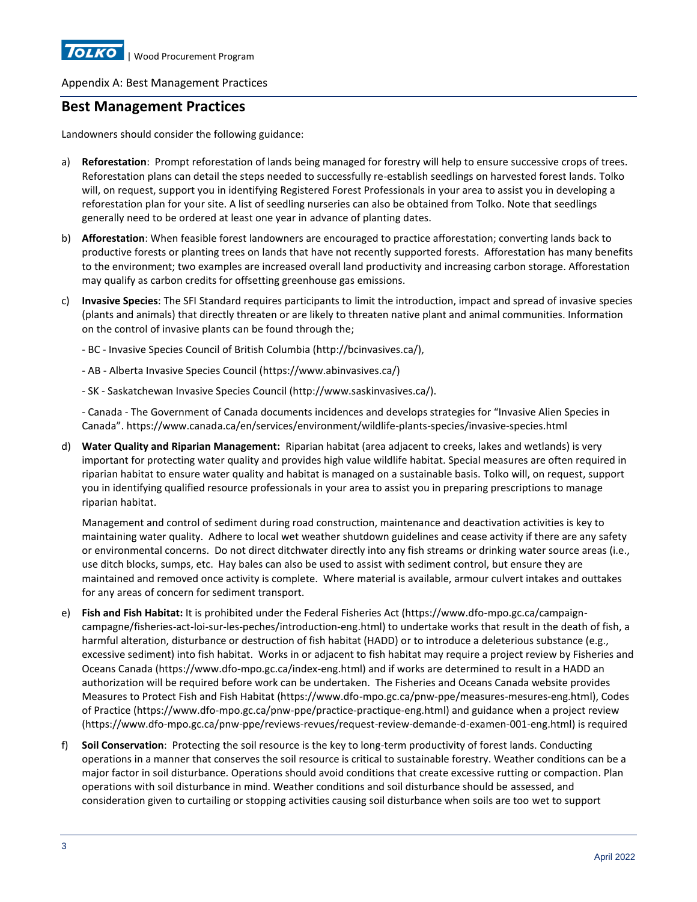Appendix A: Best Management Practices

## Best Management Practices

Landowners should consider the following guidance:

a) **Reforestation**: Prompt reforestation of lands being managed for forestry will help to ensure successive crops of trees. Reforestation plans can detail the steps needed to successfully re-establish seedlings on harvested forest lands. Tolko will, on request, support you in identifying Registered Forest Professionals in your area to assist you in developing a reforestation plan for your site. A list of seedling nurseries can also be obtained from Tolko. Note that seedlings generally need to be ordered at least one year in advance of planting dates.

b) **Afforestation**: When feasible forest landowners are encouraged to practice afforestation; converting lands back to productive forests or planting trees on lands that have not recently supported forests. Afforestation has many benefits to the environment; two examples are increased overall land productivity and increasing carbon storage. Afforestation may qualify as carbon credits for offsetting greenhouse gas emissions.

c) **Invasive Species**: The SFI Standard requires participants to limit the introduction, impact and spread of invasive species (plants and animals) that directly threaten or are likely to threaten native plant and animal communities. Information on the control of invasive plants can be found through the;

   - BC - Invasive Species Council of British Columbia (http://bcinvasives.ca/),

   - AB - Alberta Invasive Species Council (https://www.abinvasives.ca/)

   - SK - Saskatchewan Invasive Species Council (http://www.saskinvasives.ca/).

   - Canada - The Government of Canada documents incidences and develops strategies for "Invasive Alien Species in Canada". https://www.canada.ca/en/services/environment/wildlife-plants-species/invasive-species.html

d) **Water Quality and Riparian Management:** Riparian habitat (area adjacent to creeks, lakes and wetlands) is very important for protecting water quality and provides high value wildlife habitat. Special measures are often required in riparian habitat to ensure water quality and habitat is managed on a sustainable basis. Tolko will, on request, support you in identifying qualified resource professionals in your area to assist you in preparing prescriptions to manage riparian habitat.

   Management and control of sediment during road construction, maintenance and deactivation activities is key to maintaining water quality. Adhere to local wet weather shutdown guidelines and cease activity if there are any safety or environmental concerns. Do not direct ditchwater directly into any fish streams or drinking water source areas (i.e., use ditch blocks, sumps, etc. Hay bales can also be used to assist with sediment control, but ensure they are maintained and removed once activity is complete. Where material is available, armour culvert intakes and outtakes for any areas of concern for sediment transport.

e) **Fish and Fish Habitat:** It is prohibited under the Federal Fisheries Act (https://www.dfo-mpo.gc.ca/campaign-campagne/fisheries-act-loi-sur-les-peches/introduction-eng.html) to undertake works that result in the death of fish, a harmful alteration, disturbance or destruction of fish habitat (HADD) or to introduce a deleterious substance (e.g., excessive sediment) into fish habitat. Works in or adjacent to fish habitat may require a project review by Fisheries and Oceans Canada (https://www.dfo-mpo.gc.ca/index-eng.html) and if works are determined to result in a HADD an authorization will be required before work can be undertaken. The Fisheries and Oceans Canada website provides Measures to Protect Fish and Fish Habitat (https://www.dfo-mpo.gc.ca/pnw-ppe/measures-mesures-eng.html), Codes of Practice (https://www.dfo-mpo.gc.ca/pnw-ppe/practice-practique-eng.html) and guidance when a project review (https://www.dfo-mpo.gc.ca/pnw-ppe/reviews-revues/request-review-demande-d-examen-001-eng.html) is required

f) **Soil Conservation**: Protecting the soil resource is the key to long-term productivity of forest lands. Conducting operations in a manner that conserves the soil resource is critical to sustainable forestry. Weather conditions can be a major factor in soil disturbance. Operations should avoid conditions that create excessive rutting or compaction. Plan operations with soil disturbance in mind. Weather conditions and soil disturbance should be assessed, and consideration given to curtailing or stopping activities causing soil disturbance when soils are too wet to support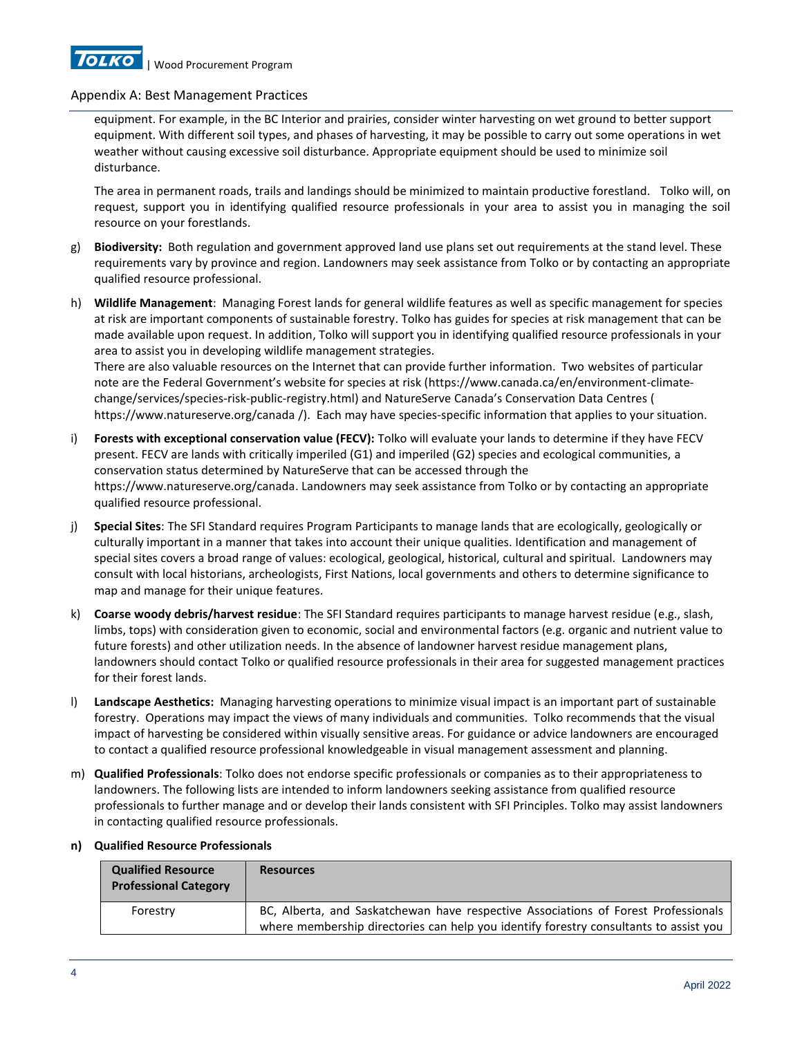equipment. For example, in the BC Interior and prairies, consider winter harvesting on wet ground to better support equipment. With different soil types, and phases of harvesting, it may be possible to carry out some operations in wet weather without causing excessive soil disturbance. Appropriate equipment should be used to minimize soil disturbance.

The area in permanent roads, trails and landings should be minimized to maintain productive forestland. Tolko will, on request, support you in identifying qualified resource professionals in your area to assist you in managing the soil resource on your forestlands.

g) **Biodiversity:** Both regulation and government approved land use plans set out requirements at the stand level. These requirements vary by province and region. Landowners may seek assistance from Tolko or by contacting an appropriate qualified resource professional.

h) **Wildlife Management**: Managing Forest lands for general wildlife features as well as specific management for species at risk are important components of sustainable forestry. Tolko has guides for species at risk management that can be made available upon request. In addition, Tolko will support you in identifying qualified resource professionals in your area to assist you in developing wildlife management strategies.
There are also valuable resources on the Internet that can provide further information. Two websites of particular note are the Federal Government's website for species at risk (https://www.canada.ca/en/environment-climate-change/services/species-risk-public-registry.html) and NatureServe Canada's Conservation Data Centres ( https://www.natureserve.org/canada /). Each may have species-specific information that applies to your situation.

i) **Forests with exceptional conservation value (FECV):** Tolko will evaluate your lands to determine if they have FECV present. FECV are lands with critically imperiled (G1) and imperiled (G2) species and ecological communities, a conservation status determined by NatureServe that can be accessed through the https://www.natureserve.org/canada. Landowners may seek assistance from Tolko or by contacting an appropriate qualified resource professional.

j) **Special Sites**: The SFI Standard requires Program Participants to manage lands that are ecologically, geologically or culturally important in a manner that takes into account their unique qualities. Identification and management of special sites covers a broad range of values: ecological, geological, historical, cultural and spiritual. Landowners may consult with local historians, archeologists, First Nations, local governments and others to determine significance to map and manage for their unique features.

k) **Coarse woody debris/harvest residue**: The SFI Standard requires participants to manage harvest residue (e.g., slash, limbs, tops) with consideration given to economic, social and environmental factors (e.g. organic and nutrient value to future forests) and other utilization needs. In the absence of landowner harvest residue management plans, landowners should contact Tolko or qualified resource professionals in their area for suggested management practices for their forest lands.

l) **Landscape Aesthetics:** Managing harvesting operations to minimize visual impact is an important part of sustainable forestry. Operations may impact the views of many individuals and communities. Tolko recommends that the visual impact of harvesting be considered within visually sensitive areas. For guidance or advice landowners are encouraged to contact a qualified resource professional knowledgeable in visual management assessment and planning.

m) **Qualified Professionals**: Tolko does not endorse specific professionals or companies as to their appropriateness to landowners. The following lists are intended to inform landowners seeking assistance from qualified resource professionals to further manage and or develop their lands consistent with SFI Principles. Tolko may assist landowners in contacting qualified resource professionals.

**n) Qualified Resource Professionals**

| Qualified Resource Professional Category | Resources |
|---|---|
| Forestry | BC, Alberta, and Saskatchewan have respective Associations of Forest Professionals where membership directories can help you identify forestry consultants to assist you |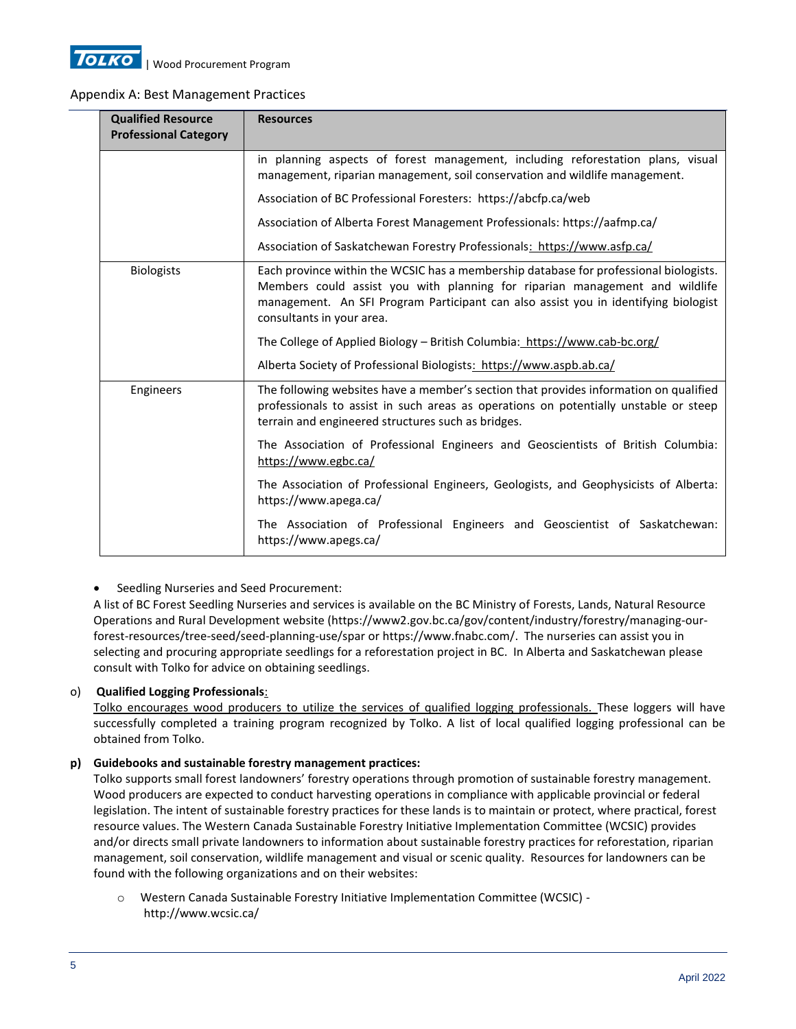Appendix A: Best Management Practices

| Qualified Resource Professional Category | Resources |
|---|---|
| | in planning aspects of forest management, including reforestation plans, visual management, riparian management, soil conservation and wildlife management.<br><br>Association of BC Professional Foresters: https://abcfp.ca/web<br><br>Association of Alberta Forest Management Professionals: https://aafmp.ca/<br><br>Association of Saskatchewan Forestry Professionals: https://www.asfp.ca/ |
| Biologists | Each province within the WCSIC has a membership database for professional biologists. Members could assist you with planning for riparian management and wildlife management. An SFI Program Participant can also assist you in identifying biologist consultants in your area.<br><br>The College of Applied Biology – British Columbia: https://www.cab-bc.org/<br><br>Alberta Society of Professional Biologists: https://www.aspb.ab.ca/ |
| Engineers | The following websites have a member's section that provides information on qualified professionals to assist in such areas as operations on potentially unstable or steep terrain and engineered structures such as bridges.<br><br>The Association of Professional Engineers and Geoscientists of British Columbia: https://www.egbc.ca/<br><br>The Association of Professional Engineers, Geologists, and Geophysicists of Alberta: https://www.apega.ca/<br><br>The Association of Professional Engineers and Geoscientist of Saskatchewan: https://www.apegs.ca/ |

- Seedling Nurseries and Seed Procurement:

A list of BC Forest Seedling Nurseries and services is available on the BC Ministry of Forests, Lands, Natural Resource Operations and Rural Development website (https://www2.gov.bc.ca/gov/content/industry/forestry/managing-our-forest-resources/tree-seed/seed-planning-use/spar or https://www.fnabc.com/. The nurseries can assist you in selecting and procuring appropriate seedlings for a reforestation project in BC. In Alberta and Saskatchewan please consult with Tolko for advice on obtaining seedlings.

o) **Qualified Logging Professionals**:

Tolko encourages wood producers to utilize the services of qualified logging professionals. These loggers will have successfully completed a training program recognized by Tolko. A list of local qualified logging professional can be obtained from Tolko.

**p) Guidebooks and sustainable forestry management practices:**

Tolko supports small forest landowners' forestry operations through promotion of sustainable forestry management. Wood producers are expected to conduct harvesting operations in compliance with applicable provincial or federal legislation. The intent of sustainable forestry practices for these lands is to maintain or protect, where practical, forest resource values. The Western Canada Sustainable Forestry Initiative Implementation Committee (WCSIC) provides and/or directs small private landowners to information about sustainable forestry practices for reforestation, riparian management, soil conservation, wildlife management and visual or scenic quality. Resources for landowners can be found with the following organizations and on their websites:

- Western Canada Sustainable Forestry Initiative Implementation Committee (WCSIC) - http://www.wcsic.ca/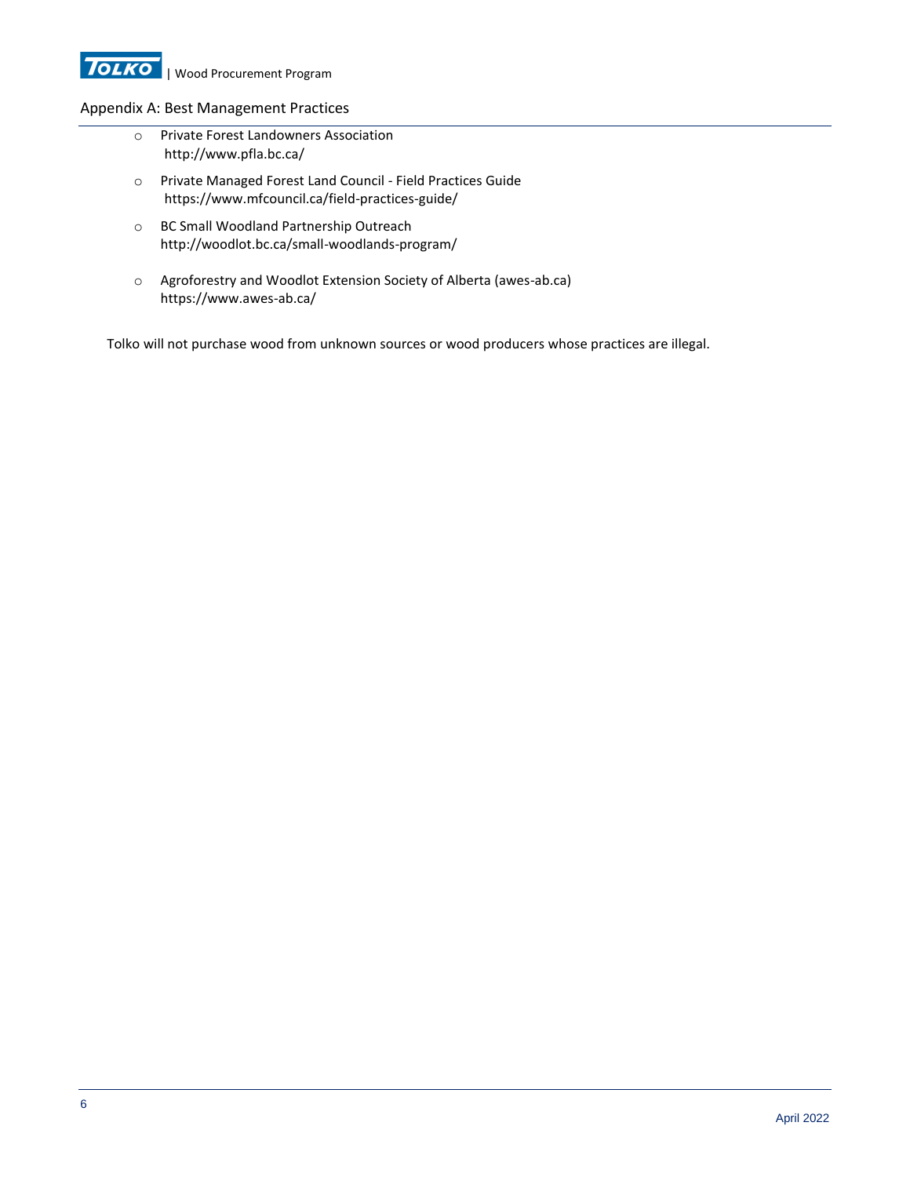- Private Forest Landowners Association
  http://www.pfla.bc.ca/
- Private Managed Forest Land Council - Field Practices Guide
  https://www.mfcouncil.ca/field-practices-guide/
- BC Small Woodland Partnership Outreach
  http://woodlot.bc.ca/small-woodlands-program/
- Agroforestry and Woodlot Extension Society of Alberta (awes-ab.ca)
  https://www.awes-ab.ca/

Tolko will not purchase wood from unknown sources or wood producers whose practices are illegal.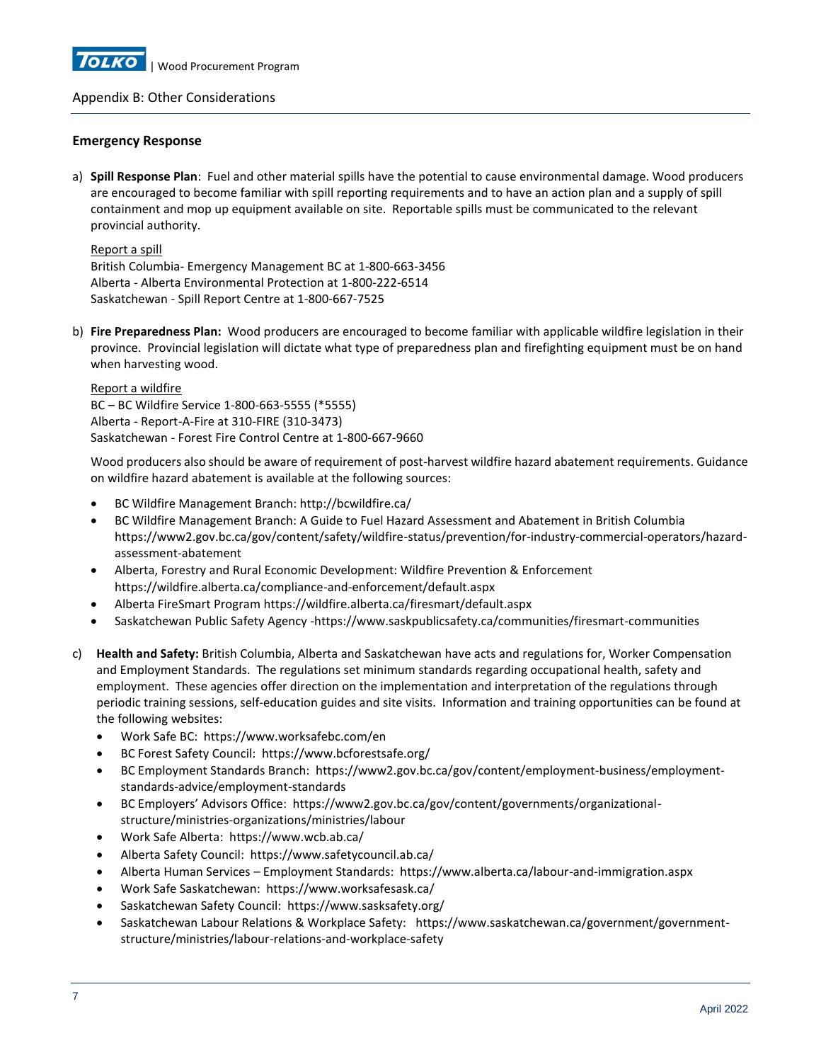## Appendix B: Other Considerations

### Emergency Response

a) **Spill Response Plan**: Fuel and other material spills have the potential to cause environmental damage. Wood producers are encouraged to become familiar with spill reporting requirements and to have an action plan and a supply of spill containment and mop up equipment available on site. Reportable spills must be communicated to the relevant provincial authority.

   Report a spill
   British Columbia- Emergency Management BC at 1-800-663-3456
   Alberta - Alberta Environmental Protection at 1-800-222-6514
   Saskatchewan - Spill Report Centre at 1-800-667-7525

b) **Fire Preparedness Plan:** Wood producers are encouraged to become familiar with applicable wildfire legislation in their province. Provincial legislation will dictate what type of preparedness plan and firefighting equipment must be on hand when harvesting wood.

   Report a wildfire
   BC – BC Wildfire Service 1-800-663-5555 (*5555)
   Alberta - Report-A-Fire at 310-FIRE (310-3473)
   Saskatchewan - Forest Fire Control Centre at 1-800-667-9660

   Wood producers also should be aware of requirement of post-harvest wildfire hazard abatement requirements. Guidance on wildfire hazard abatement is available at the following sources:

   - BC Wildfire Management Branch: http://bcwildfire.ca/
   - BC Wildfire Management Branch: A Guide to Fuel Hazard Assessment and Abatement in British Columbia https://www2.gov.bc.ca/gov/content/safety/wildfire-status/prevention/for-industry-commercial-operators/hazard-assessment-abatement
   - Alberta, Forestry and Rural Economic Development: Wildfire Prevention & Enforcement https://wildfire.alberta.ca/compliance-and-enforcement/default.aspx
   - Alberta FireSmart Program https://wildfire.alberta.ca/firesmart/default.aspx
   - Saskatchewan Public Safety Agency -https://www.saskpublicsafety.ca/communities/firesmart-communities

c) **Health and Safety:** British Columbia, Alberta and Saskatchewan have acts and regulations for, Worker Compensation and Employment Standards. The regulations set minimum standards regarding occupational health, safety and employment. These agencies offer direction on the implementation and interpretation of the regulations through periodic training sessions, self-education guides and site visits. Information and training opportunities can be found at the following websites:

   - Work Safe BC: https://www.worksafebc.com/en
   - BC Forest Safety Council: https://www.bcforestsafe.org/
   - BC Employment Standards Branch: https://www2.gov.bc.ca/gov/content/employment-business/employment-standards-advice/employment-standards
   - BC Employers' Advisors Office: https://www2.gov.bc.ca/gov/content/governments/organizational-structure/ministries-organizations/ministries/labour
   - Work Safe Alberta: https://www.wcb.ab.ca/
   - Alberta Safety Council: https://www.safetycouncil.ab.ca/
   - Alberta Human Services – Employment Standards: https://www.alberta.ca/labour-and-immigration.aspx
   - Work Safe Saskatchewan: https://www.worksafesask.ca/
   - Saskatchewan Safety Council: https://www.sasksafety.org/
   - Saskatchewan Labour Relations & Workplace Safety: https://www.saskatchewan.ca/government/government-structure/ministries/labour-relations-and-workplace-safety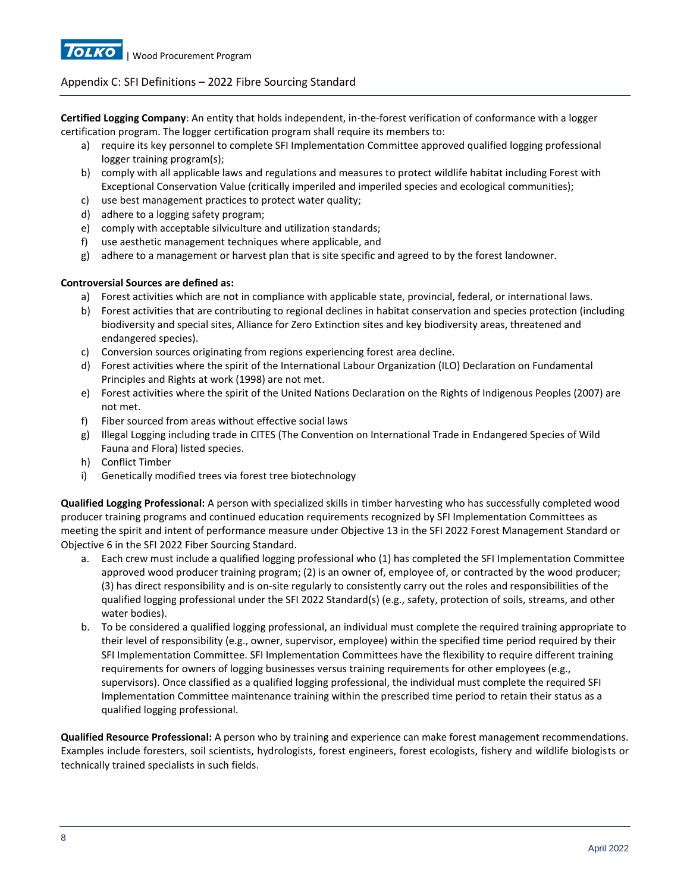## Appendix C: SFI Definitions – 2022 Fibre Sourcing Standard

**Certified Logging Company**: An entity that holds independent, in-the-forest verification of conformance with a logger certification program. The logger certification program shall require its members to:

a) require its key personnel to complete SFI Implementation Committee approved qualified logging professional logger training program(s);
b) comply with all applicable laws and regulations and measures to protect wildlife habitat including Forest with Exceptional Conservation Value (critically imperiled and imperiled species and ecological communities);
c) use best management practices to protect water quality;
d) adhere to a logging safety program;
e) comply with acceptable silviculture and utilization standards;
f) use aesthetic management techniques where applicable, and
g) adhere to a management or harvest plan that is site specific and agreed to by the forest landowner.

**Controversial Sources are defined as:**

a) Forest activities which are not in compliance with applicable state, provincial, federal, or international laws.
b) Forest activities that are contributing to regional declines in habitat conservation and species protection (including biodiversity and special sites, Alliance for Zero Extinction sites and key biodiversity areas, threatened and endangered species).
c) Conversion sources originating from regions experiencing forest area decline.
d) Forest activities where the spirit of the International Labour Organization (ILO) Declaration on Fundamental Principles and Rights at work (1998) are not met.
e) Forest activities where the spirit of the United Nations Declaration on the Rights of Indigenous Peoples (2007) are not met.
f) Fiber sourced from areas without effective social laws
g) Illegal Logging including trade in CITES (The Convention on International Trade in Endangered Species of Wild Fauna and Flora) listed species.
h) Conflict Timber
i) Genetically modified trees via forest tree biotechnology

**Qualified Logging Professional:** A person with specialized skills in timber harvesting who has successfully completed wood producer training programs and continued education requirements recognized by SFI Implementation Committees as meeting the spirit and intent of performance measure under Objective 13 in the SFI 2022 Forest Management Standard or Objective 6 in the SFI 2022 Fiber Sourcing Standard.

a. Each crew must include a qualified logging professional who (1) has completed the SFI Implementation Committee approved wood producer training program; (2) is an owner of, employee of, or contracted by the wood producer; (3) has direct responsibility and is on-site regularly to consistently carry out the roles and responsibilities of the qualified logging professional under the SFI 2022 Standard(s) (e.g., safety, protection of soils, streams, and other water bodies).
b. To be considered a qualified logging professional, an individual must complete the required training appropriate to their level of responsibility (e.g., owner, supervisor, employee) within the specified time period required by their SFI Implementation Committee. SFI Implementation Committees have the flexibility to require different training requirements for owners of logging businesses versus training requirements for other employees (e.g., supervisors). Once classified as a qualified logging professional, the individual must complete the required SFI Implementation Committee maintenance training within the prescribed time period to retain their status as a qualified logging professional.

**Qualified Resource Professional:** A person who by training and experience can make forest management recommendations. Examples include foresters, soil scientists, hydrologists, forest engineers, forest ecologists, fishery and wildlife biologists or technically trained specialists in such fields.